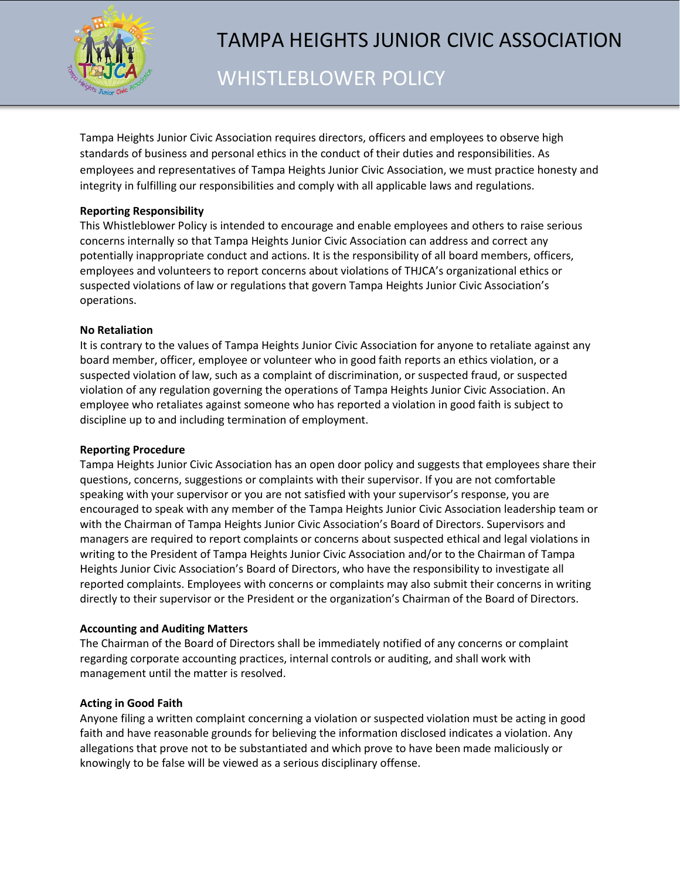# TAMPA HEIGHTS JUNIOR CIVIC ASSOCIATION

## WHISTLEBLOWER POLICY

Tampa Heights Junior Civic Association requires directors, officers and employees to observe high standards of business and personal ethics in the conduct of their duties and responsibilities. As employees and representatives of Tampa Heights Junior Civic Association, we must practice honesty and integrity in fulfilling our responsibilities and comply with all applicable laws and regulations.

**Reporting Responsibility**

This Whistleblower Policy is intended to encourage and enable employees and others to raise serious concerns internally so that Tampa Heights Junior Civic Association can address and correct any potentially inappropriate conduct and actions. It is the responsibility of all board members, officers, employees and volunteers to report concerns about violations of THJCA's organizational ethics or suspected violations of law or regulations that govern Tampa Heights Junior Civic Association's operations.

**No Retaliation**

It is contrary to the values of Tampa Heights Junior Civic Association for anyone to retaliate against any board member, officer, employee or volunteer who in good faith reports an ethics violation, or a suspected violation of law, such as a complaint of discrimination, or suspected fraud, or suspected violation of any regulation governing the operations of Tampa Heights Junior Civic Association. An employee who retaliates against someone who has reported a violation in good faith is subject to discipline up to and including termination of employment.

**Reporting Procedure**

Tampa Heights Junior Civic Association has an open door policy and suggests that employees share their questions, concerns, suggestions or complaints with their supervisor. If you are not comfortable speaking with your supervisor or you are not satisfied with your supervisor's response, you are encouraged to speak with any member of the Tampa Heights Junior Civic Association leadership team or with the Chairman of Tampa Heights Junior Civic Association's Board of Directors. Supervisors and managers are required to report complaints or concerns about suspected ethical and legal violations in writing to the President of Tampa Heights Junior Civic Association and/or to the Chairman of Tampa Heights Junior Civic Association's Board of Directors, who have the responsibility to investigate all reported complaints. Employees with concerns or complaints may also submit their concerns in writing directly to their supervisor or the President or the organization's Chairman of the Board of Directors.

**Accounting and Auditing Matters**

The Chairman of the Board of Directors shall be immediately notified of any concerns or complaint regarding corporate accounting practices, internal controls or auditing, and shall work with management until the matter is resolved.

**Acting in Good Faith**

Anyone filing a written complaint concerning a violation or suspected violation must be acting in good faith and have reasonable grounds for believing the information disclosed indicates a violation. Any allegations that prove not to be substantiated and which prove to have been made maliciously or knowingly to be false will be viewed as a serious disciplinary offense.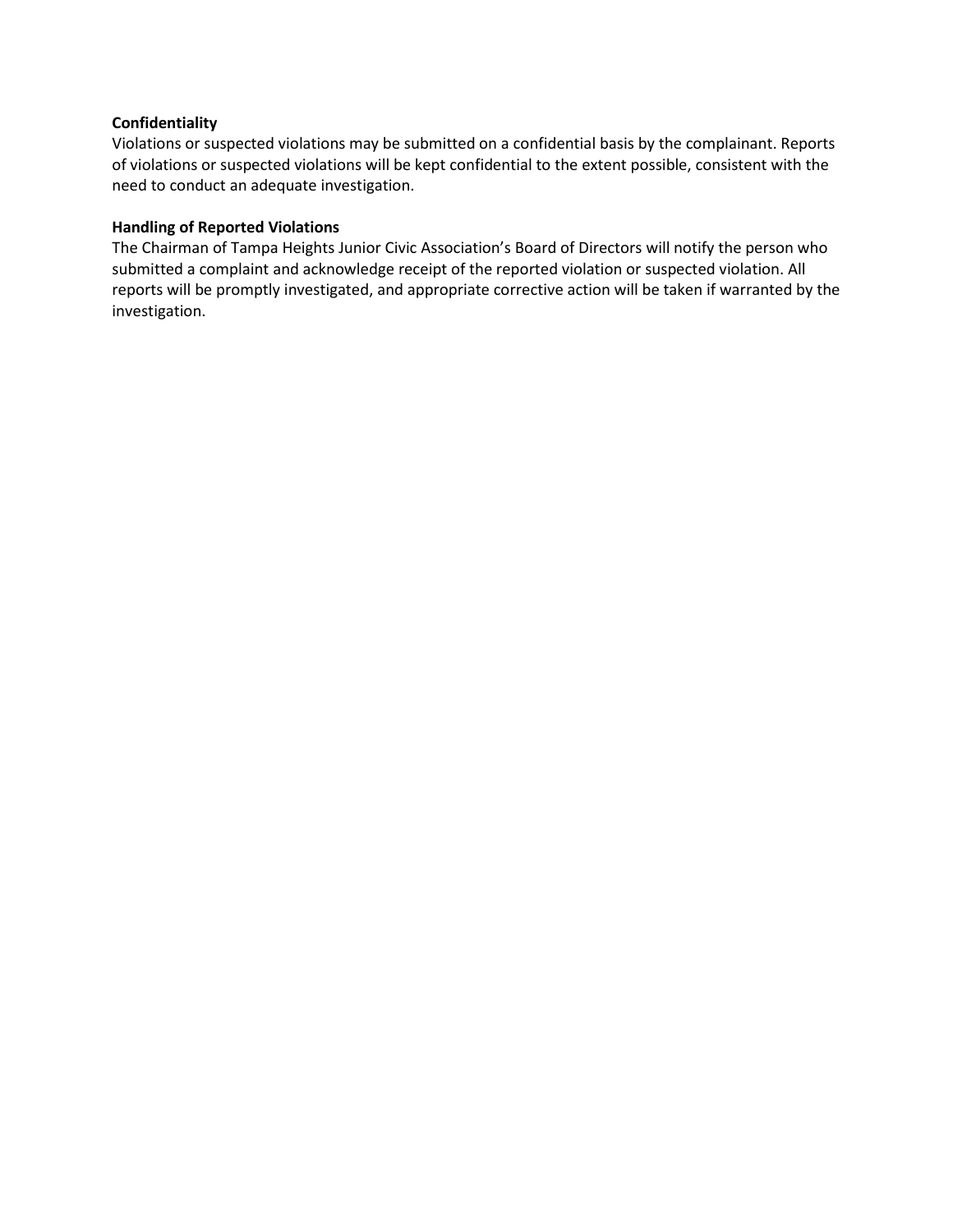**Confidentiality**

Violations or suspected violations may be submitted on a confidential basis by the complainant. Reports of violations or suspected violations will be kept confidential to the extent possible, consistent with the need to conduct an adequate investigation.

**Handling of Reported Violations**

The Chairman of Tampa Heights Junior Civic Association's Board of Directors will notify the person who submitted a complaint and acknowledge receipt of the reported violation or suspected violation. All reports will be promptly investigated, and appropriate corrective action will be taken if warranted by the investigation.